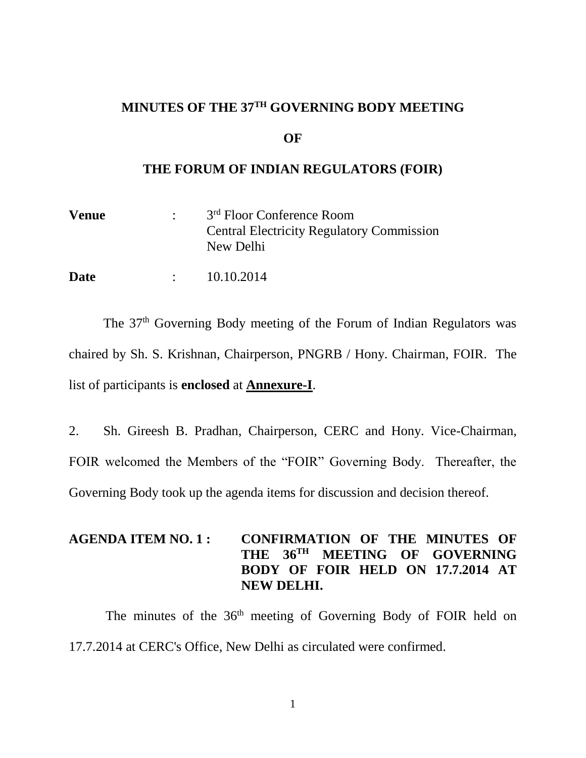# MINUTES OF THE 37TH GOVERNING BODY MEETING

# OF

# THE FORUM OF INDIAN REGULATORS (FOIR)

| | | |
|---|---|---|
| **Venue** | : | 3rd Floor Conference Room<br>Central Electricity Regulatory Commission<br>New Delhi |
| **Date** | : | 10.10.2014 |

The 37th Governing Body meeting of the Forum of Indian Regulators was chaired by Sh. S. Krishnan, Chairperson, PNGRB / Hony. Chairman, FOIR. The list of participants is **enclosed** at **Annexure-I**.

2. Sh. Gireesh B. Pradhan, Chairperson, CERC and Hony. Vice-Chairman, FOIR welcomed the Members of the "FOIR" Governing Body. Thereafter, the Governing Body took up the agenda items for discussion and decision thereof.

**AGENDA ITEM NO. 1 : CONFIRMATION OF THE MINUTES OF THE 36TH MEETING OF GOVERNING BODY OF FOIR HELD ON 17.7.2014 AT NEW DELHI.**

The minutes of the 36th meeting of Governing Body of FOIR held on 17.7.2014 at CERC's Office, New Delhi as circulated were confirmed.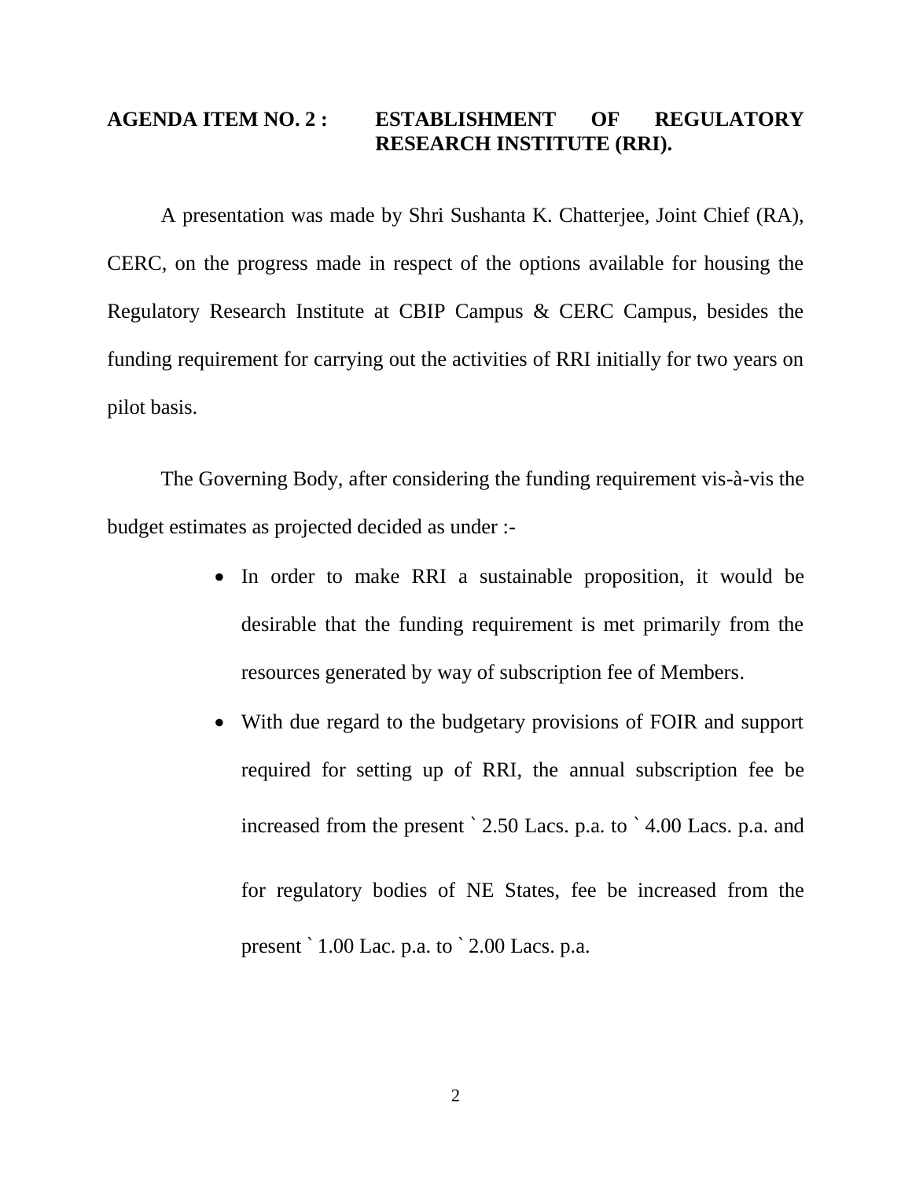## AGENDA ITEM NO. 2 : ESTABLISHMENT OF REGULATORY RESEARCH INSTITUTE (RRI).

A presentation was made by Shri Sushanta K. Chatterjee, Joint Chief (RA), CERC, on the progress made in respect of the options available for housing the Regulatory Research Institute at CBIP Campus & CERC Campus, besides the funding requirement for carrying out the activities of RRI initially for two years on pilot basis.

The Governing Body, after considering the funding requirement vis-à-vis the budget estimates as projected decided as under :-

- In order to make RRI a sustainable proposition, it would be desirable that the funding requirement is met primarily from the resources generated by way of subscription fee of Members.
- With due regard to the budgetary provisions of FOIR and support required for setting up of RRI, the annual subscription fee be increased from the present ` 2.50 Lacs. p.a. to ` 4.00 Lacs. p.a. and for regulatory bodies of NE States, fee be increased from the present ` 1.00 Lac. p.a. to ` 2.00 Lacs. p.a.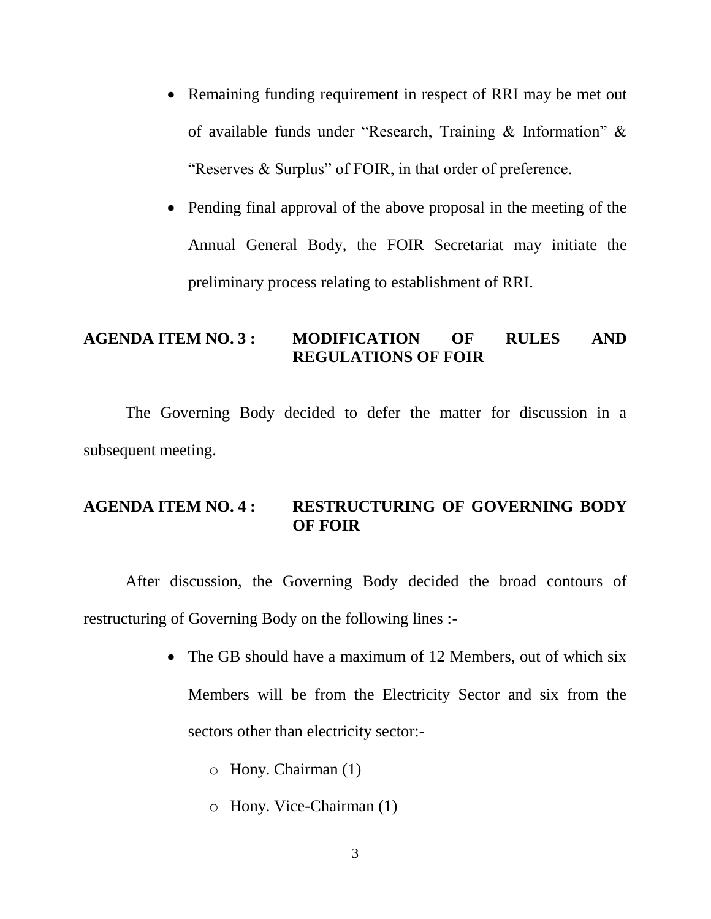- Remaining funding requirement in respect of RRI may be met out of available funds under "Research, Training & Information" & "Reserves & Surplus" of FOIR, in that order of preference.
- Pending final approval of the above proposal in the meeting of the Annual General Body, the FOIR Secretariat may initiate the preliminary process relating to establishment of RRI.

**AGENDA ITEM NO. 3 : MODIFICATION OF RULES AND REGULATIONS OF FOIR**

The Governing Body decided to defer the matter for discussion in a subsequent meeting.

**AGENDA ITEM NO. 4 : RESTRUCTURING OF GOVERNING BODY OF FOIR**

After discussion, the Governing Body decided the broad contours of restructuring of Governing Body on the following lines :-

- The GB should have a maximum of 12 Members, out of which six Members will be from the Electricity Sector and six from the sectors other than electricity sector:-
  - Hony. Chairman (1)
  - Hony. Vice-Chairman (1)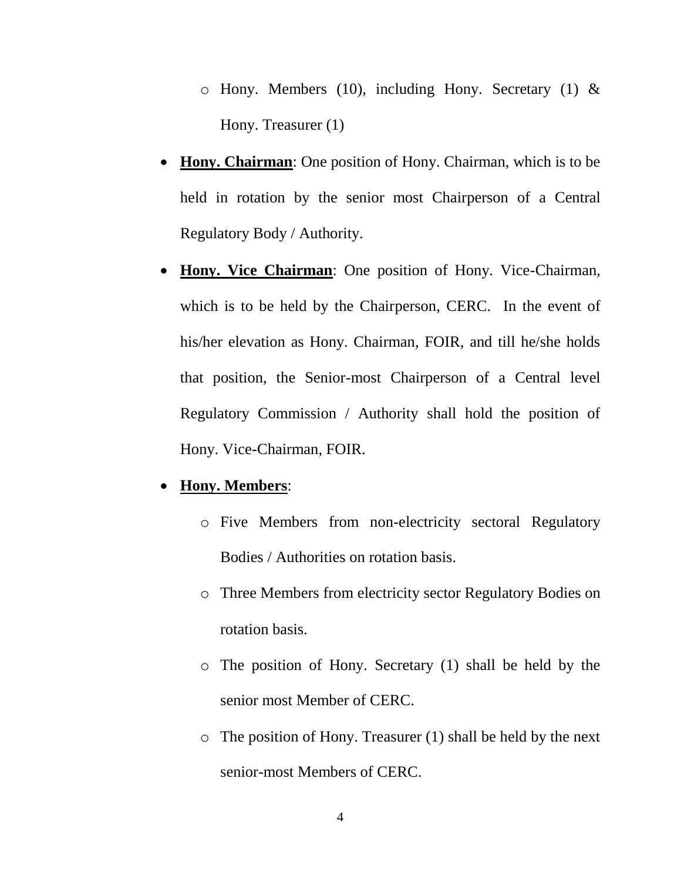- Hony. Members (10), including Hony. Secretary (1) & Hony. Treasurer (1)

- **<u>Hony. Chairman</u>**: One position of Hony. Chairman, which is to be held in rotation by the senior most Chairperson of a Central Regulatory Body / Authority.

- **<u>Hony. Vice Chairman</u>**: One position of Hony. Vice-Chairman, which is to be held by the Chairperson, CERC. In the event of his/her elevation as Hony. Chairman, FOIR, and till he/she holds that position, the Senior-most Chairperson of a Central level Regulatory Commission / Authority shall hold the position of Hony. Vice-Chairman, FOIR.

- **<u>Hony. Members</u>**:
  - Five Members from non-electricity sectoral Regulatory Bodies / Authorities on rotation basis.
  - Three Members from electricity sector Regulatory Bodies on rotation basis.
  - The position of Hony. Secretary (1) shall be held by the senior most Member of CERC.
  - The position of Hony. Treasurer (1) shall be held by the next senior-most Members of CERC.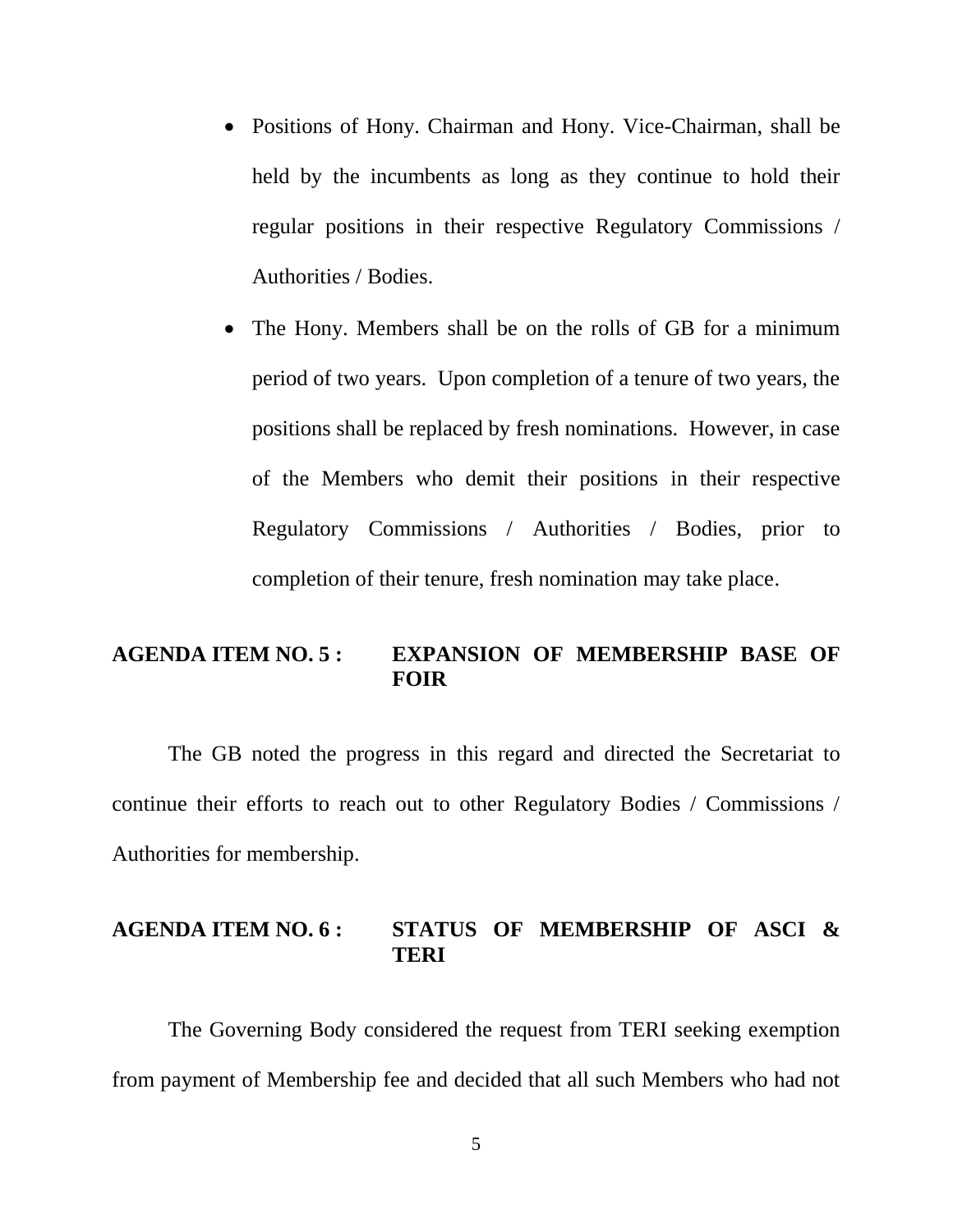- Positions of Hony. Chairman and Hony. Vice-Chairman, shall be held by the incumbents as long as they continue to hold their regular positions in their respective Regulatory Commissions / Authorities / Bodies.
- The Hony. Members shall be on the rolls of GB for a minimum period of two years. Upon completion of a tenure of two years, the positions shall be replaced by fresh nominations. However, in case of the Members who demit their positions in their respective Regulatory Commissions / Authorities / Bodies, prior to completion of their tenure, fresh nomination may take place.

**AGENDA ITEM NO. 5 : EXPANSION OF MEMBERSHIP BASE OF FOIR**

The GB noted the progress in this regard and directed the Secretariat to continue their efforts to reach out to other Regulatory Bodies / Commissions / Authorities for membership.

**AGENDA ITEM NO. 6 : STATUS OF MEMBERSHIP OF ASCI & TERI**

The Governing Body considered the request from TERI seeking exemption from payment of Membership fee and decided that all such Members who had not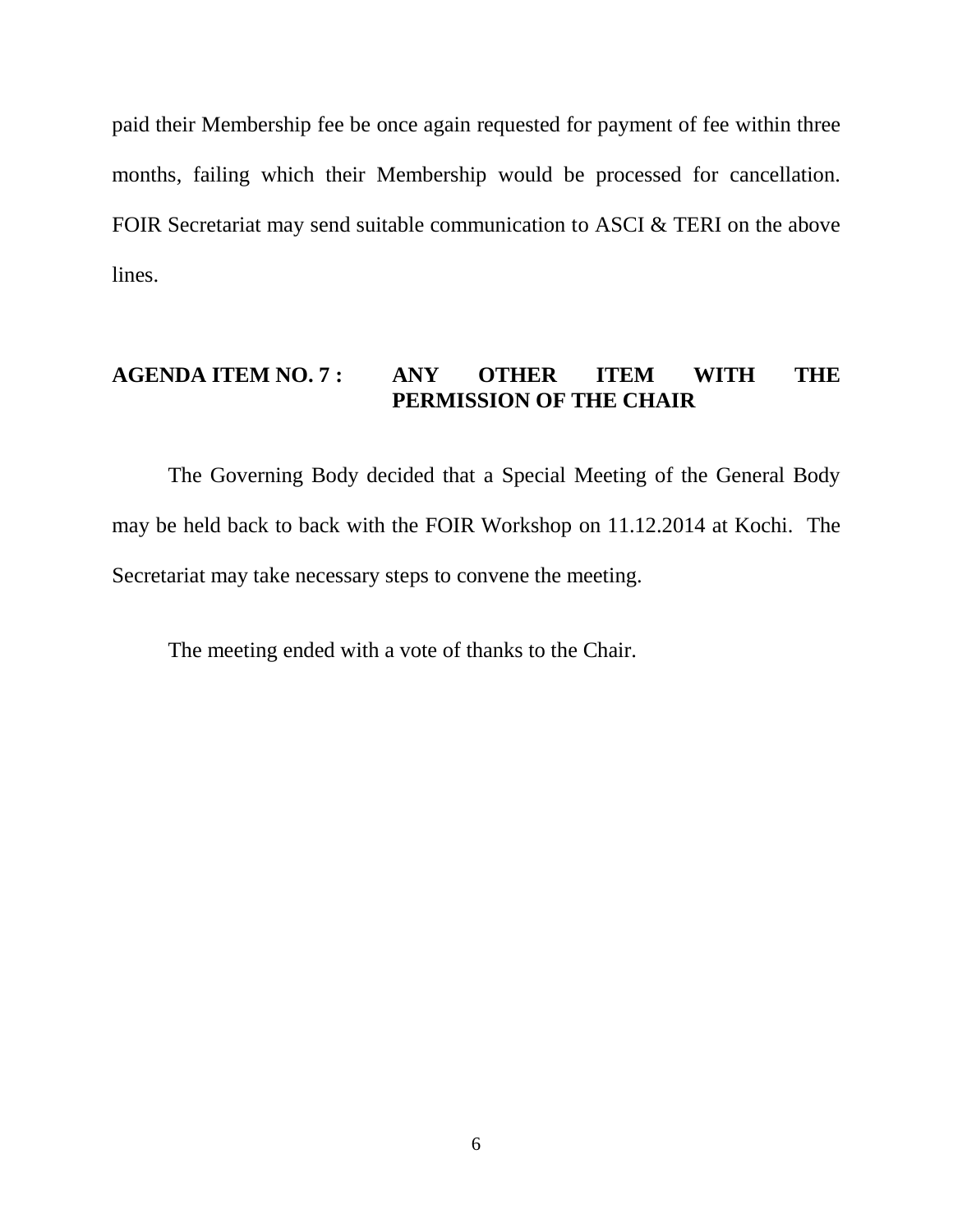paid their Membership fee be once again requested for payment of fee within three months, failing which their Membership would be processed for cancellation. FOIR Secretariat may send suitable communication to ASCI & TERI on the above lines.

**AGENDA ITEM NO. 7 : ANY OTHER ITEM WITH THE PERMISSION OF THE CHAIR**

The Governing Body decided that a Special Meeting of the General Body may be held back to back with the FOIR Workshop on 11.12.2014 at Kochi. The Secretariat may take necessary steps to convene the meeting.

The meeting ended with a vote of thanks to the Chair.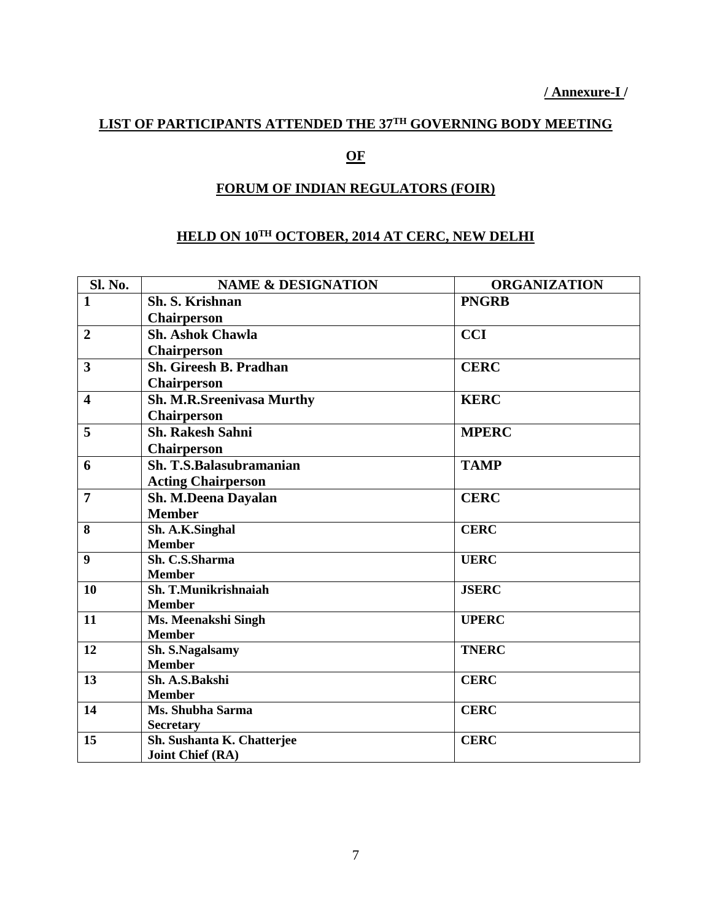**/ Annexure-I /**

## LIST OF PARTICIPANTS ATTENDED THE 37TH GOVERNING BODY MEETING

## OF

## FORUM OF INDIAN REGULATORS (FOIR)

## HELD ON 10TH OCTOBER, 2014 AT CERC, NEW DELHI

| Sl. No. | NAME & DESIGNATION | ORGANIZATION |
|---|---|---|
| 1 | Sh. S. Krishnan<br>Chairperson | PNGRB |
| 2 | Sh. Ashok Chawla<br>Chairperson | CCI |
| 3 | Sh. Gireesh B. Pradhan<br>Chairperson | CERC |
| 4 | Sh. M.R.Sreenivasa Murthy<br>Chairperson | KERC |
| 5 | Sh. Rakesh Sahni<br>Chairperson | MPERC |
| 6 | Sh. T.S.Balasubramanian<br>Acting Chairperson | TAMP |
| 7 | Sh. M.Deena Dayalan<br>Member | CERC |
| 8 | Sh. A.K.Singhal<br>Member | CERC |
| 9 | Sh. C.S.Sharma<br>Member | UERC |
| 10 | Sh. T.Munikrishnaiah<br>Member | JSERC |
| 11 | Ms. Meenakshi Singh<br>Member | UPERC |
| 12 | Sh. S.Nagalsamy<br>Member | TNERC |
| 13 | Sh. A.S.Bakshi<br>Member | CERC |
| 14 | Ms. Shubha Sarma<br>Secretary | CERC |
| 15 | Sh. Sushanta K. Chatterjee<br>Joint Chief (RA) | CERC |